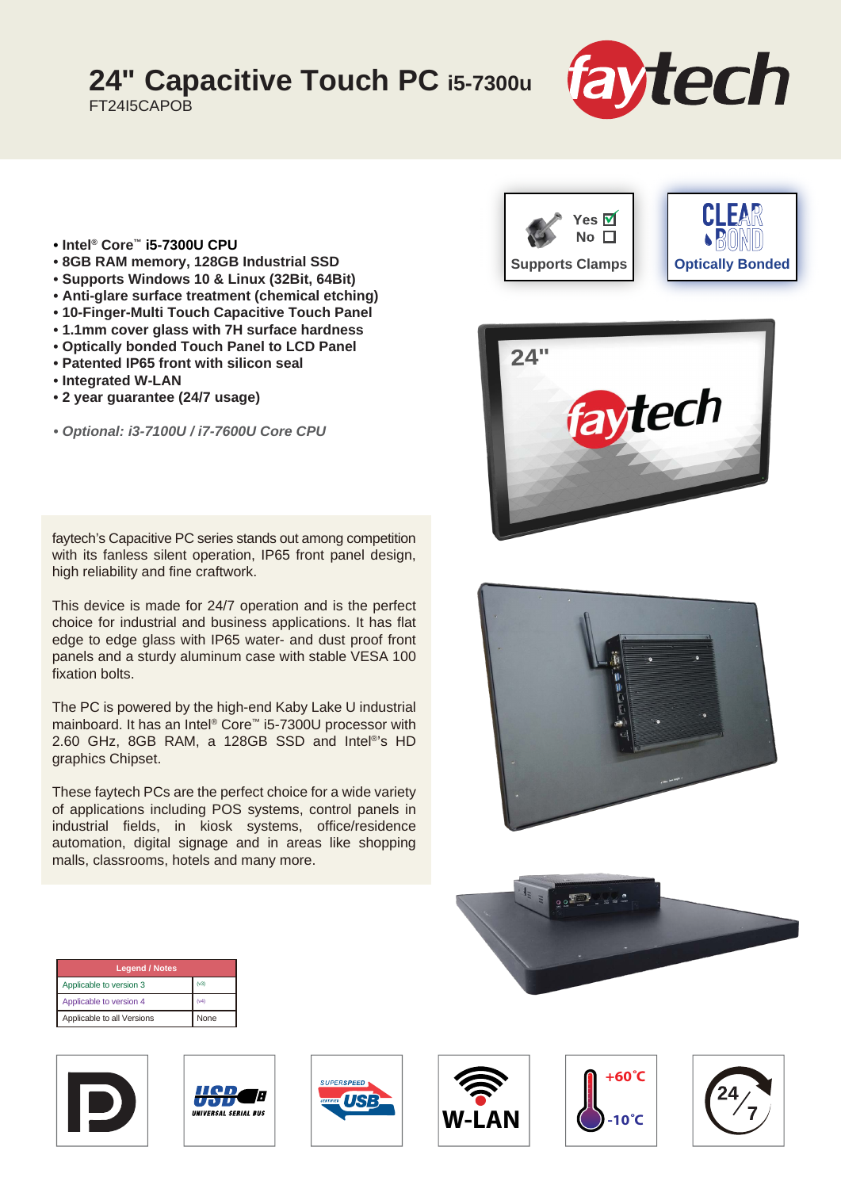# 24" Capacitive Touch PC i5-7300u

FT24I5CAPOB

- Intel® Core™ i5-7300U CPU
- 8GB RAM memory, 128GB Industrial SSD
- Supports Windows 10 & Linux (32Bit, 64Bit)
- Anti-glare surface treatment (chemical etching)
- 10-Finger-Multi Touch Capacitive Touch Panel
- 1.1mm cover glass with 7H surface hardness
- Optically bonded Touch Panel to LCD Panel
- Patented IP65 front with silicon seal
- Integrated W-LAN
- 2 year guarantee (24/7 usage)

*• Optional: i3-7100U / i7-7600U Core CPU*

Supports Clamps: Yes ☑ No ☐

Optically Bonded

faytech's Capacitive PC series stands out among competition with its fanless silent operation, IP65 front panel design, high reliability and fine craftwork.

This device is made for 24/7 operation and is the perfect choice for industrial and business applications. It has flat edge to edge glass with IP65 water- and dust proof front panels and a sturdy aluminum case with stable VESA 100 fixation bolts.

The PC is powered by the high-end Kaby Lake U industrial mainboard. It has an Intel® Core™ i5-7300U processor with 2.60 GHz, 8GB RAM, a 128GB SSD and Intel®'s HD graphics Chipset.

These faytech PCs are the perfect choice for a wide variety of applications including POS systems, control panels in industrial fields, in kiosk systems, office/residence automation, digital signage and in areas like shopping malls, classrooms, hotels and many more.

| Legend / Notes | |
|---|---|
| Applicable to version 3 | (v3) |
| Applicable to version 4 | (v4) |
| Applicable to all Versions | None |

W-LAN

+60°C -10°C

24/7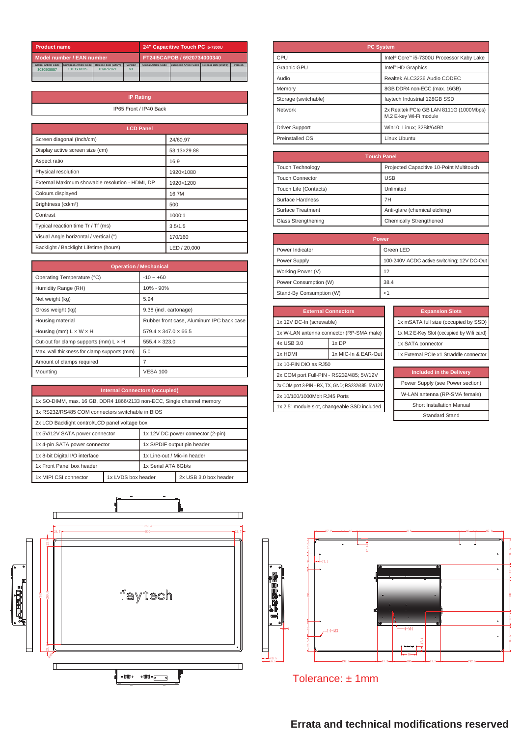| Product name | 24" Capacitive Touch PC i5-7300U |
|---|---|
| Model number / EAN number | FT24I5CAPOB / 6920734000340 |

| Global Article Code | European Article Code | Release date (D/M/Y) | Version | Global Article Code | European Article Code | Release date (D/M/Y) | Version |
|---|---|---|---|---|---|---|---|
| 3030505557 | 1010502025 | 01/07/2021 | v3 | | | | |

| IP Rating |
|---|
| IP65 Front / IP40 Back |

| LCD Panel | |
|---|---|
| Screen diagonal (Inch/cm) | 24/60.97 |
| Display active screen size (cm) | 53.13×29.88 |
| Aspect ratio | 16:9 |
| Physical resolution | 1920×1080 |
| External Maximum showable resolution - HDMI, DP | 1920×1200 |
| Colours displayed | 16.7M |
| Brightness (cd/m²) | 500 |
| Contrast | 1000:1 |
| Typical reaction time Tr / Tf (ms) | 3.5/1.5 |
| Visual Angle horizontal / vertical (°) | 170/160 |
| Backlight / Backlight Lifetime (hours) | LED / 20,000 |

| Operation / Mechanical | |
|---|---|
| Operating Temperature (°C) | -10 ~ +60 |
| Humidity Range (RH) | 10% - 90% |
| Net weight (kg) | 5.94 |
| Gross weight (kg) | 9.38 (incl. cartonage) |
| Housing material | Rubber front case, Aluminum IPC back case |
| Housing (mm) L × W × H | 579.4 × 347.0 × 66.5 |
| Cut-out for clamp supports (mm) L × H | 555.4 × 323.0 |
| Max. wall thickness for clamp supports (mm) | 5.0 |
| Amount of clamps required | 7 |
| Mounting | VESA 100 |

| Internal Connectors (occupied) | | |
|---|---|---|
| 1x SO-DIMM, max. 16 GB, DDR4 1866/2133 non-ECC, Single channel memory | | |
| 3x RS232/RS485 COM connectors switchable in BIOS | | |
| 2x LCD Backlight control/LCD panel voltage box | | |
| 1x 5V/12V SATA power connector | 1x 12V DC power connector (2-pin) | |
| 1x 4-pin SATA power connector | 1x S/PDIF output pin header | |
| 1x 8-bit Digital I/O interface | 1x Line-out / Mic-in header | |
| 1x Front Panel box header | 1x Serial ATA 6Gb/s | |
| 1x MIPI CSI connector | 1x LVDS box header | 2x USB 3.0 box header |

| PC System | |
|---|---|
| CPU | Intel® Core™ i5-7300U Processor Kaby Lake |
| Graphic GPU | Intel® HD Graphics |
| Audio | Realtek ALC3236 Audio CODEC |
| Memory | 8GB DDR4 non-ECC (max. 16GB) |
| Storage (switchable) | faytech Industrial 128GB SSD |
| Network | 2x Realtek PCIe GB LAN 8111G (1000Mbps) M.2 E-key Wi-Fi module |
| Driver Support | Win10; Linux; 32Bit/64Bit |
| Preinstalled OS | Linux Ubuntu |

| Touch Panel | |
|---|---|
| Touch Technology | Projected Capacitive 10-Point Multitouch |
| Touch Connector | USB |
| Touch Life (Contacts) | Unlimited |
| Surface Hardness | 7H |
| Surface Treatment | Anti-glare (chemical etching) |
| Glass Strengthening | Chemically Strengthened |

| Power | |
|---|---|
| Power Indicator | Green LED |
| Power Supply | 100-240V ACDC active switching; 12V DC-Out |
| Working Power (V) | 12 |
| Power Consumption (W) | 38.4 |
| Stand-By Consumption (W) | <1 |

| External Connectors | |
|---|---|
| 1x 12V DC-In (screwable) | |
| 1x W-LAN antenna connector (RP-SMA male) | |
| 4x USB 3.0 | 1x DP |
| 1x HDMI | 1x MIC-In & EAR-Out |
| 1x 10-PIN DIO as RJ50 | |
| 2x COM port Full-PIN - RS232/485; 5V/12V | |
| 2x COM port 3-PIN - RX, TX, GND; RS232/485; 5V/12V | |
| 2x 10/100/1000Mbit RJ45 Ports | |
| 1x 2.5" module slot, changeable SSD included | |

| Expansion Slots |
|---|
| 1x mSATA full size (occupied by SSD) |
| 1x M.2 E-Key Slot (occupied by Wifi card) |
| 1x SATA connector |
| 1x External PCIe x1 Straddle connector |

| Included in the Delivery |
|---|
| Power Supply (see Power section) |
| W-LAN antenna (RP-SMA female) |
| Short Installation Manual |
| Standard Stand |

Tolerance: ± 1mm

**Errata and technical modifications reserved**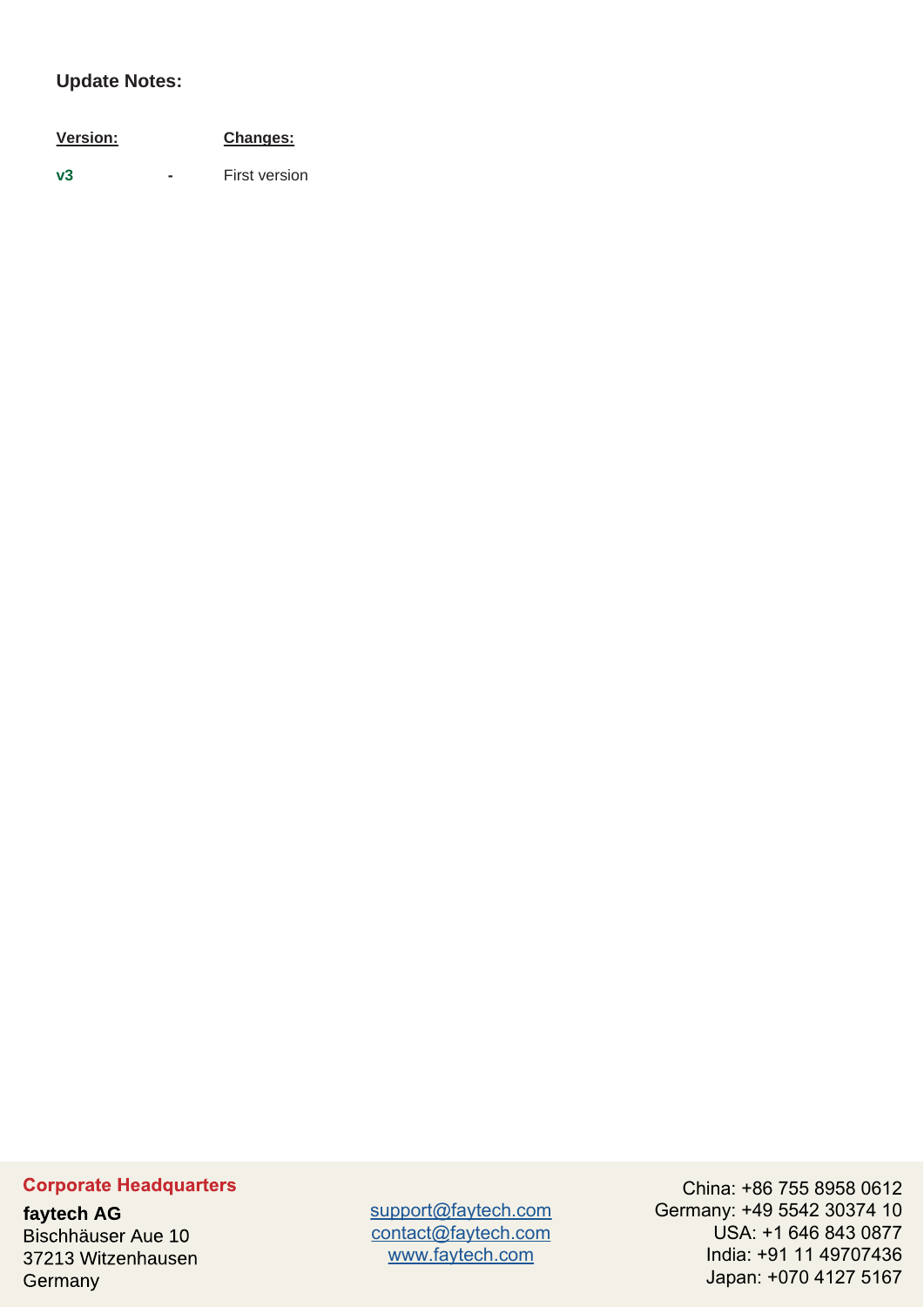### Update Notes:

| Version: | | Changes: |
|---|---|---|
| **v3** | - | First version |

**Corporate Headquarters**

**faytech AG**
Bischhäuser Aue 10
37213 Witzenhausen
Germany

support@faytech.com
contact@faytech.com
www.faytech.com

China: +86 755 8958 0612
Germany: +49 5542 30374 10
USA: +1 646 843 0877
India: +91 11 49707436
Japan: +070 4127 5167